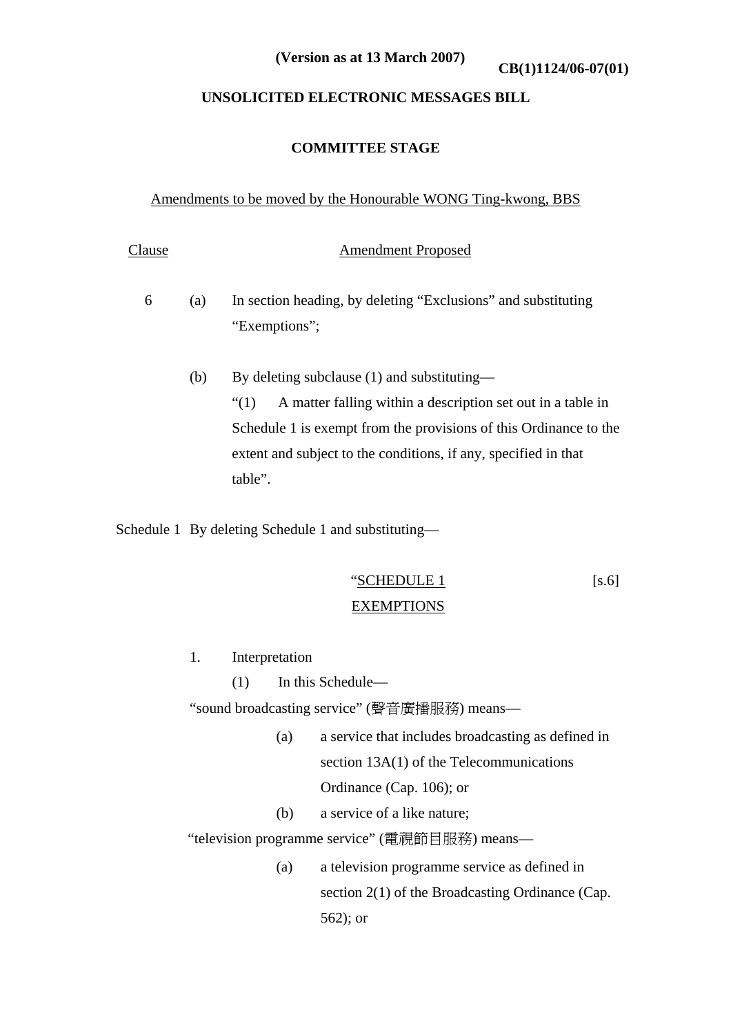(Version as at 13 March 2007)

CB(1)1124/06-07(01)

**UNSOLICITED ELECTRONIC MESSAGES BILL**

**COMMITTEE STAGE**

Amendments to be moved by the Honourable WONG Ting-kwong, BBS

| Clause | Amendment Proposed |
|---|---|
| 6 | (a) In section heading, by deleting "Exclusions" and substituting "Exemptions"; |
| | (b) By deleting subclause (1) and substituting— "(1) A matter falling within a description set out in a table in Schedule 1 is exempt from the provisions of this Ordinance to the extent and subject to the conditions, if any, specified in that table". |
| Schedule 1 | By deleting Schedule 1 and substituting— |

"SCHEDULE 1 [s.6]

EXEMPTIONS

1. Interpretation

(1) In this Schedule—

"sound broadcasting service" (聲音廣播服務) means—

(a) a service that includes broadcasting as defined in section 13A(1) of the Telecommunications Ordinance (Cap. 106); or

(b) a service of a like nature;

"television programme service" (電視節目服務) means—

(a) a television programme service as defined in section 2(1) of the Broadcasting Ordinance (Cap. 562); or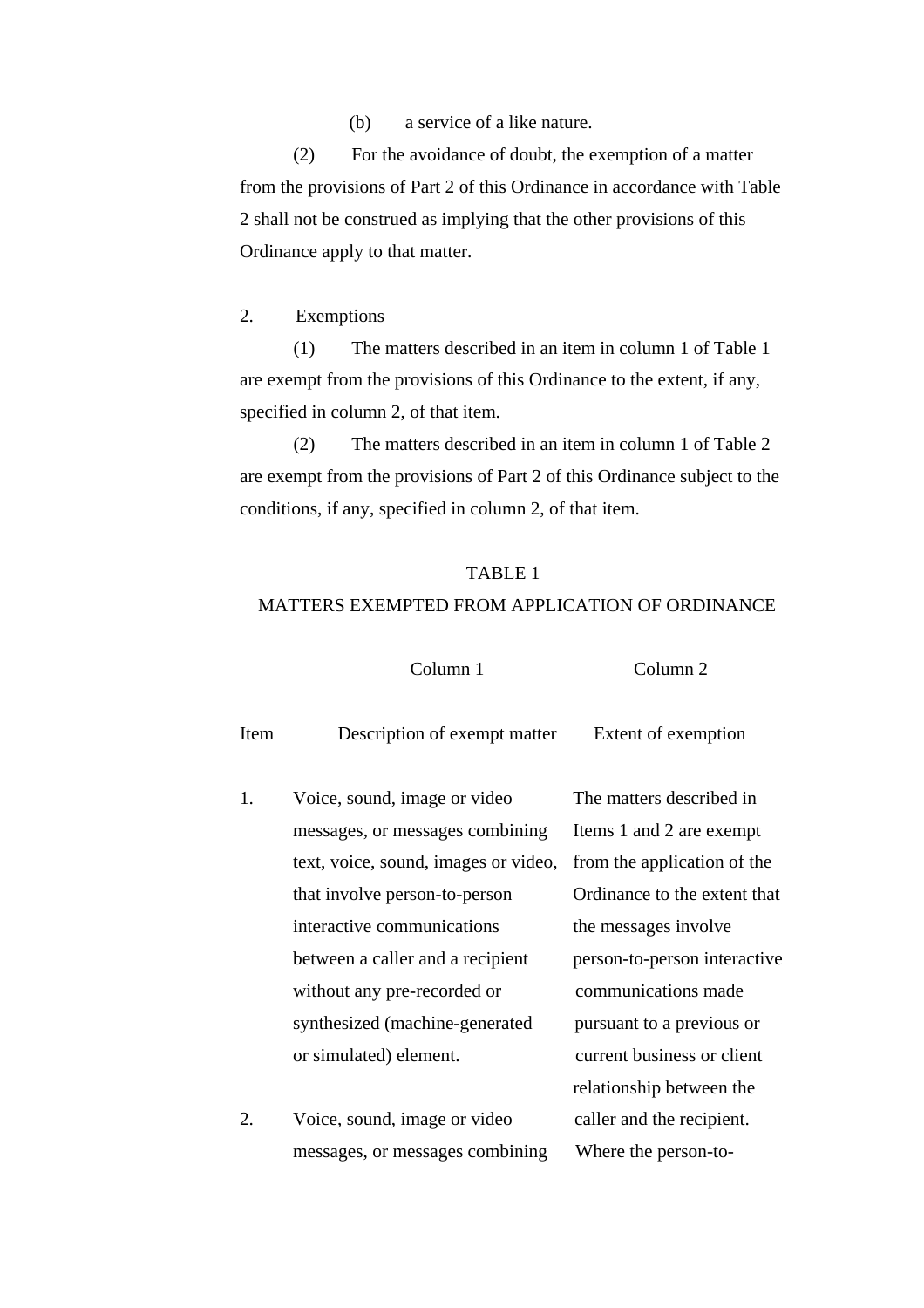(b) a service of a like nature.

(2) For the avoidance of doubt, the exemption of a matter from the provisions of Part 2 of this Ordinance in accordance with Table 2 shall not be construed as implying that the other provisions of this Ordinance apply to that matter.

2. Exemptions

(1) The matters described in an item in column 1 of Table 1 are exempt from the provisions of this Ordinance to the extent, if any, specified in column 2, of that item.

(2) The matters described in an item in column 1 of Table 2 are exempt from the provisions of Part 2 of this Ordinance subject to the conditions, if any, specified in column 2, of that item.

TABLE 1

MATTERS EXEMPTED FROM APPLICATION OF ORDINANCE

| | Column 1 | Column 2 |
|---|---|---|
| Item | Description of exempt matter | Extent of exemption |
| 1. | Voice, sound, image or video messages, or messages combining text, voice, sound, images or video, that involve person-to-person interactive communications between a caller and a recipient without any pre-recorded or synthesized (machine-generated or simulated) element. | The matters described in Items 1 and 2 are exempt from the application of the Ordinance to the extent that the messages involve person-to-person interactive communications made pursuant to a previous or current business or client relationship between the caller and the recipient. |
| 2. | Voice, sound, image or video messages, or messages combining | Where the person-to- |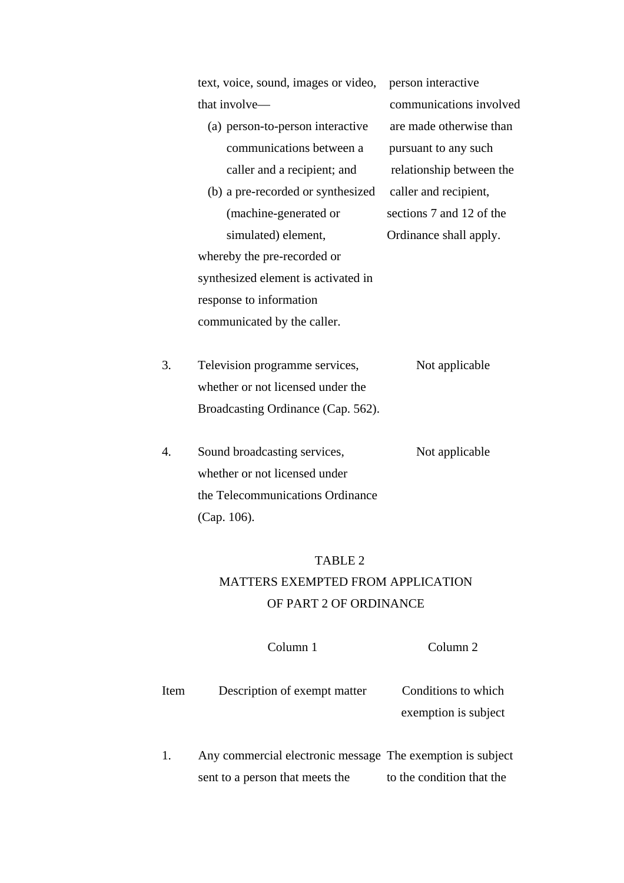| | | |
|---|---|---|
| | text, voice, sound, images or video, that involve—<br>(a) person-to-person interactive communications between a caller and a recipient; and<br>(b) a pre-recorded or synthesized (machine-generated or simulated) element,<br>whereby the pre-recorded or synthesized element is activated in response to information communicated by the caller. | person interactive communications involved are made otherwise than pursuant to any such relationship between the caller and recipient, sections 7 and 12 of the Ordinance shall apply. |
| 3. | Television programme services, whether or not licensed under the Broadcasting Ordinance (Cap. 562). | Not applicable |
| 4. | Sound broadcasting services, whether or not licensed under the Telecommunications Ordinance (Cap. 106). | Not applicable |

TABLE 2

MATTERS EXEMPTED FROM APPLICATION OF PART 2 OF ORDINANCE

| | Column 1 | Column 2 |
|---|---|---|
| Item | Description of exempt matter | Conditions to which exemption is subject |
| 1. | Any commercial electronic message sent to a person that meets the | The exemption is subject to the condition that the |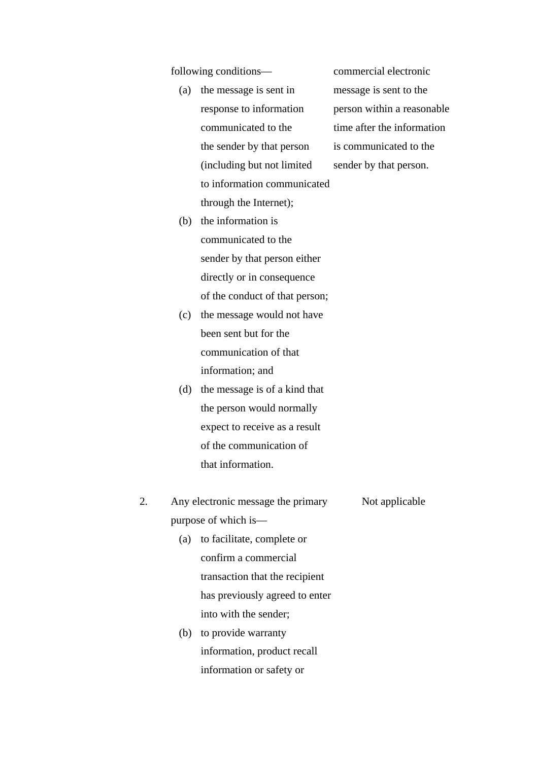| | | |
|---|---|---|
| | following conditions—<br>(a) the message is sent in response to information communicated to the the sender by that person (including but not limited to information communicated through the Internet);<br>(b) the information is communicated to the sender by that person either directly or in consequence of the conduct of that person;<br>(c) the message would not have been sent but for the communication of that information; and<br>(d) the message is of a kind that the person would normally expect to receive as a result of the communication of that information. | commercial electronic message is sent to the person within a reasonable time after the information is communicated to the sender by that person. |
| 2. | Any electronic message the primary purpose of which is—<br>(a) to facilitate, complete or confirm a commercial transaction that the recipient has previously agreed to enter into with the sender;<br>(b) to provide warranty information, product recall information or safety or | Not applicable |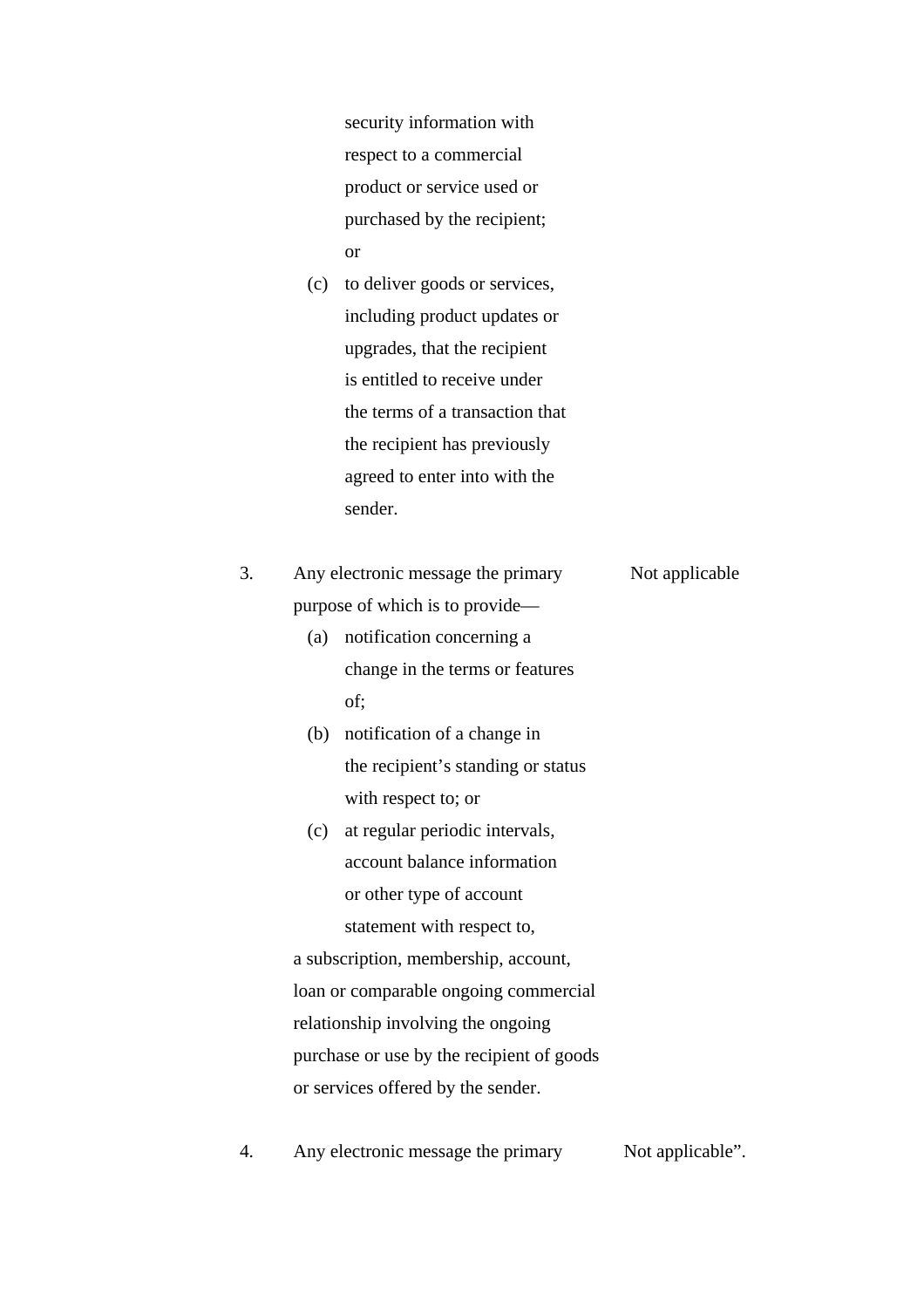| | | |
|---|---|---|
| | security information with respect to a commercial product or service used or purchased by the recipient; or<br>(c) to deliver goods or services, including product updates or upgrades, that the recipient is entitled to receive under the terms of a transaction that the recipient has previously agreed to enter into with the sender. | |
| 3. | Any electronic message the primary purpose of which is to provide—<br>(a) notification concerning a change in the terms or features of;<br>(b) notification of a change in the recipient's standing or status with respect to; or<br>(c) at regular periodic intervals, account balance information or other type of account statement with respect to,<br>a subscription, membership, account, loan or comparable ongoing commercial relationship involving the ongoing purchase or use by the recipient of goods or services offered by the sender. | Not applicable |
| 4. | Any electronic message the primary | Not applicable". |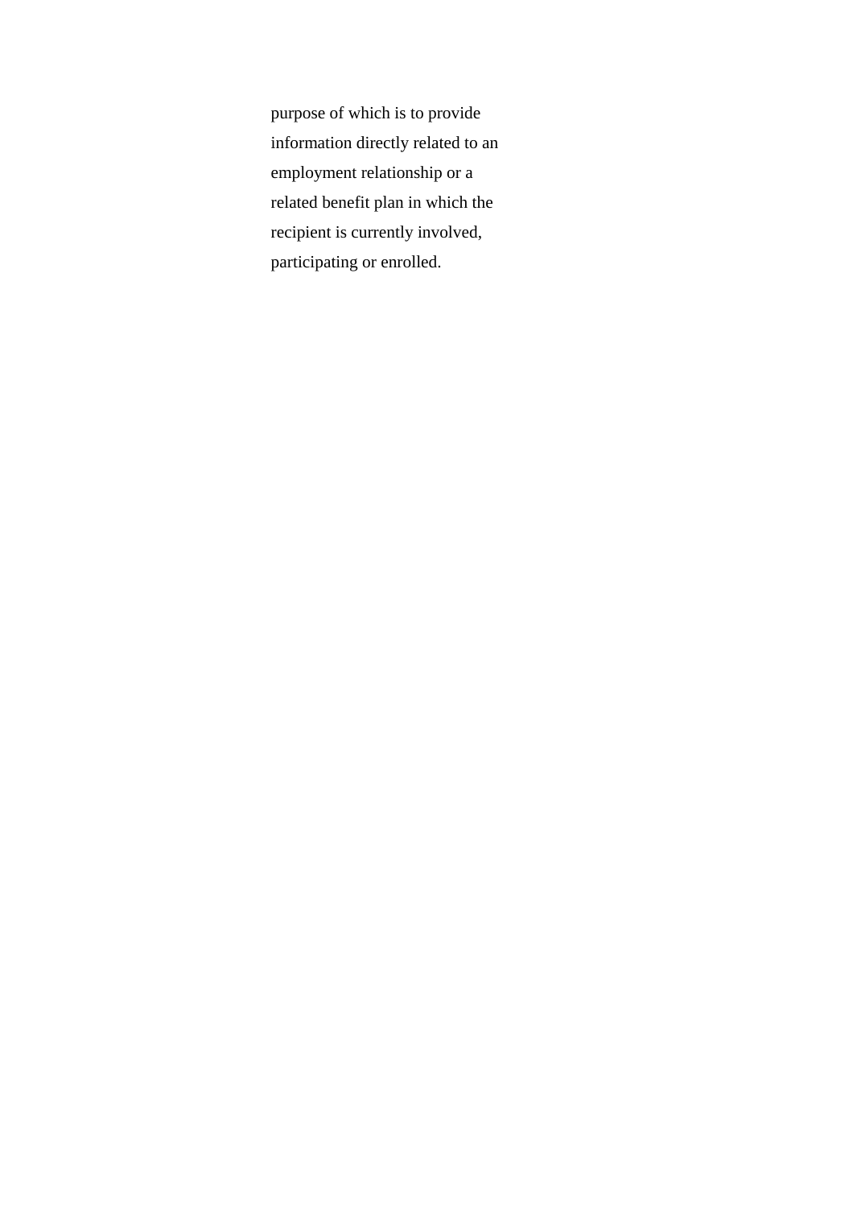purpose of which is to provide information directly related to an employment relationship or a related benefit plan in which the recipient is currently involved, participating or enrolled.